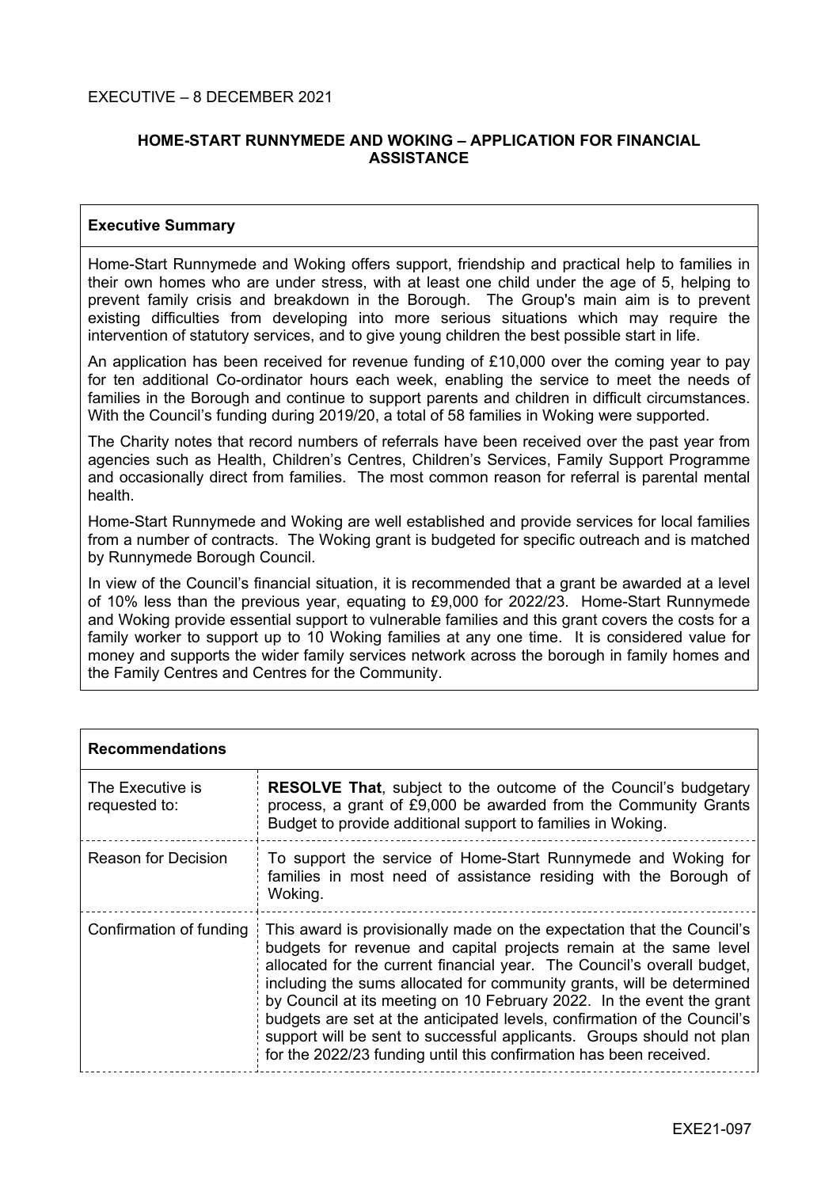EXECUTIVE – 8 DECEMBER 2021

# HOME-START RUNNYMEDE AND WOKING – APPLICATION FOR FINANCIAL ASSISTANCE

**Executive Summary**

Home-Start Runnymede and Woking offers support, friendship and practical help to families in their own homes who are under stress, with at least one child under the age of 5, helping to prevent family crisis and breakdown in the Borough. The Group's main aim is to prevent existing difficulties from developing into more serious situations which may require the intervention of statutory services, and to give young children the best possible start in life.

An application has been received for revenue funding of £10,000 over the coming year to pay for ten additional Co-ordinator hours each week, enabling the service to meet the needs of families in the Borough and continue to support parents and children in difficult circumstances. With the Council's funding during 2019/20, a total of 58 families in Woking were supported.

The Charity notes that record numbers of referrals have been received over the past year from agencies such as Health, Children's Centres, Children's Services, Family Support Programme and occasionally direct from families. The most common reason for referral is parental mental health.

Home-Start Runnymede and Woking are well established and provide services for local families from a number of contracts. The Woking grant is budgeted for specific outreach and is matched by Runnymede Borough Council.

In view of the Council's financial situation, it is recommended that a grant be awarded at a level of 10% less than the previous year, equating to £9,000 for 2022/23. Home-Start Runnymede and Woking provide essential support to vulnerable families and this grant covers the costs for a family worker to support up to 10 Woking families at any one time. It is considered value for money and supports the wider family services network across the borough in family homes and the Family Centres and Centres for the Community.

| **Recommendations** | |
|---|---|
| The Executive is requested to: | **RESOLVE That**, subject to the outcome of the Council's budgetary process, a grant of £9,000 be awarded from the Community Grants Budget to provide additional support to families in Woking. |
| Reason for Decision | To support the service of Home-Start Runnymede and Woking for families in most need of assistance residing with the Borough of Woking. |
| Confirmation of funding | This award is provisionally made on the expectation that the Council's budgets for revenue and capital projects remain at the same level allocated for the current financial year. The Council's overall budget, including the sums allocated for community grants, will be determined by Council at its meeting on 10 February 2022. In the event the grant budgets are set at the anticipated levels, confirmation of the Council's support will be sent to successful applicants. Groups should not plan for the 2022/23 funding until this confirmation has been received. |

EXE21-097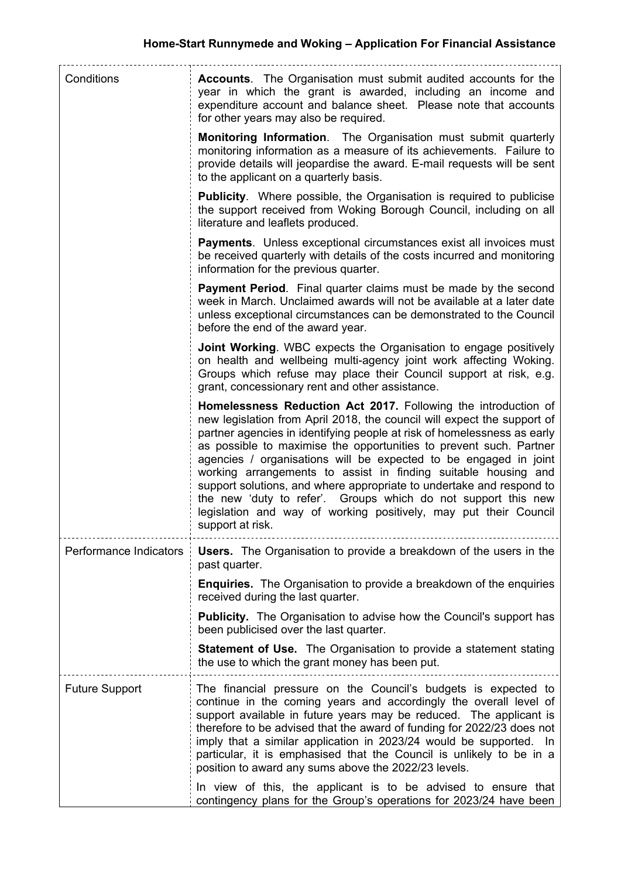| | |
|---|---|
| Conditions | **Accounts**. The Organisation must submit audited accounts for the year in which the grant is awarded, including an income and expenditure account and balance sheet. Please note that accounts for other years may also be required.<br><br>**Monitoring Information**. The Organisation must submit quarterly monitoring information as a measure of its achievements. Failure to provide details will jeopardise the award. E-mail requests will be sent to the applicant on a quarterly basis.<br><br>**Publicity**. Where possible, the Organisation is required to publicise the support received from Woking Borough Council, including on all literature and leaflets produced.<br><br>**Payments**. Unless exceptional circumstances exist all invoices must be received quarterly with details of the costs incurred and monitoring information for the previous quarter.<br><br>**Payment Period**. Final quarter claims must be made by the second week in March. Unclaimed awards will not be available at a later date unless exceptional circumstances can be demonstrated to the Council before the end of the award year.<br><br>**Joint Working**. WBC expects the Organisation to engage positively on health and wellbeing multi-agency joint work affecting Woking. Groups which refuse may place their Council support at risk, e.g. grant, concessionary rent and other assistance.<br><br>**Homelessness Reduction Act 2017.** Following the introduction of new legislation from April 2018, the council will expect the support of partner agencies in identifying people at risk of homelessness as early as possible to maximise the opportunities to prevent such. Partner agencies / organisations will be expected to be engaged in joint working arrangements to assist in finding suitable housing and support solutions, and where appropriate to undertake and respond to the new 'duty to refer'. Groups which do not support this new legislation and way of working positively, may put their Council support at risk. |
| Performance Indicators | **Users.** The Organisation to provide a breakdown of the users in the past quarter.<br><br>**Enquiries.** The Organisation to provide a breakdown of the enquiries received during the last quarter.<br><br>**Publicity.** The Organisation to advise how the Council's support has been publicised over the last quarter.<br><br>**Statement of Use.** The Organisation to provide a statement stating the use to which the grant money has been put. |
| Future Support | The financial pressure on the Council's budgets is expected to continue in the coming years and accordingly the overall level of support available in future years may be reduced. The applicant is therefore to be advised that the award of funding for 2022/23 does not imply that a similar application in 2023/24 would be supported. In particular, it is emphasised that the Council is unlikely to be in a position to award any sums above the 2022/23 levels.<br><br>In view of this, the applicant is to be advised to ensure that contingency plans for the Group's operations for 2023/24 have been |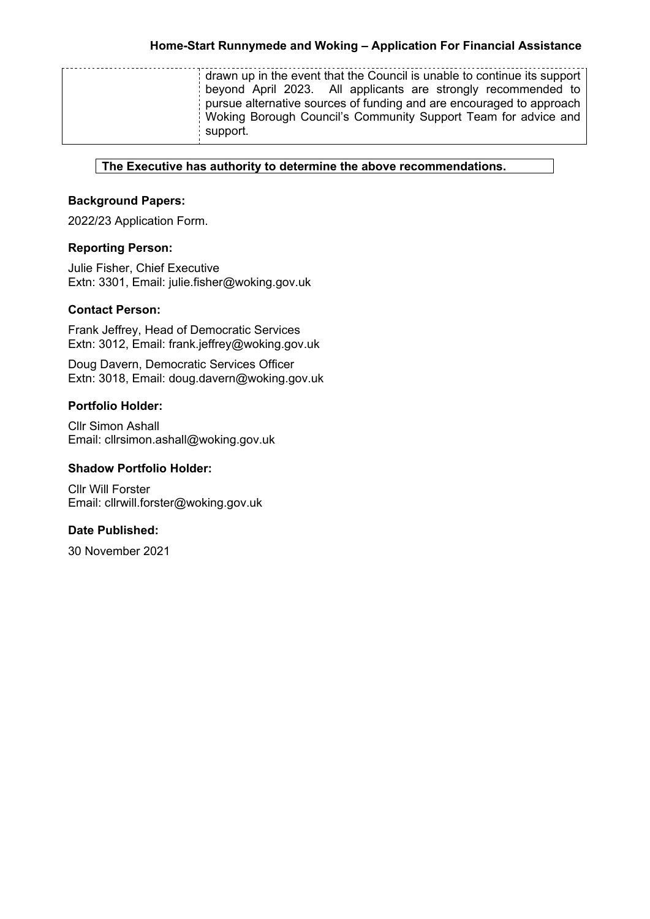| | drawn up in the event that the Council is unable to continue its support beyond April 2023. All applicants are strongly recommended to pursue alternative sources of funding and are encouraged to approach Woking Borough Council's Community Support Team for advice and support. |
|---|---|

**The Executive has authority to determine the above recommendations.**

### Background Papers:

2022/23 Application Form.

### Reporting Person:

Julie Fisher, Chief Executive
Extn: 3301, Email: julie.fisher@woking.gov.uk

### Contact Person:

Frank Jeffrey, Head of Democratic Services
Extn: 3012, Email: frank.jeffrey@woking.gov.uk

Doug Davern, Democratic Services Officer
Extn: 3018, Email: doug.davern@woking.gov.uk

### Portfolio Holder:

Cllr Simon Ashall
Email: cllrsimon.ashall@woking.gov.uk

### Shadow Portfolio Holder:

Cllr Will Forster
Email: cllrwill.forster@woking.gov.uk

### Date Published:

30 November 2021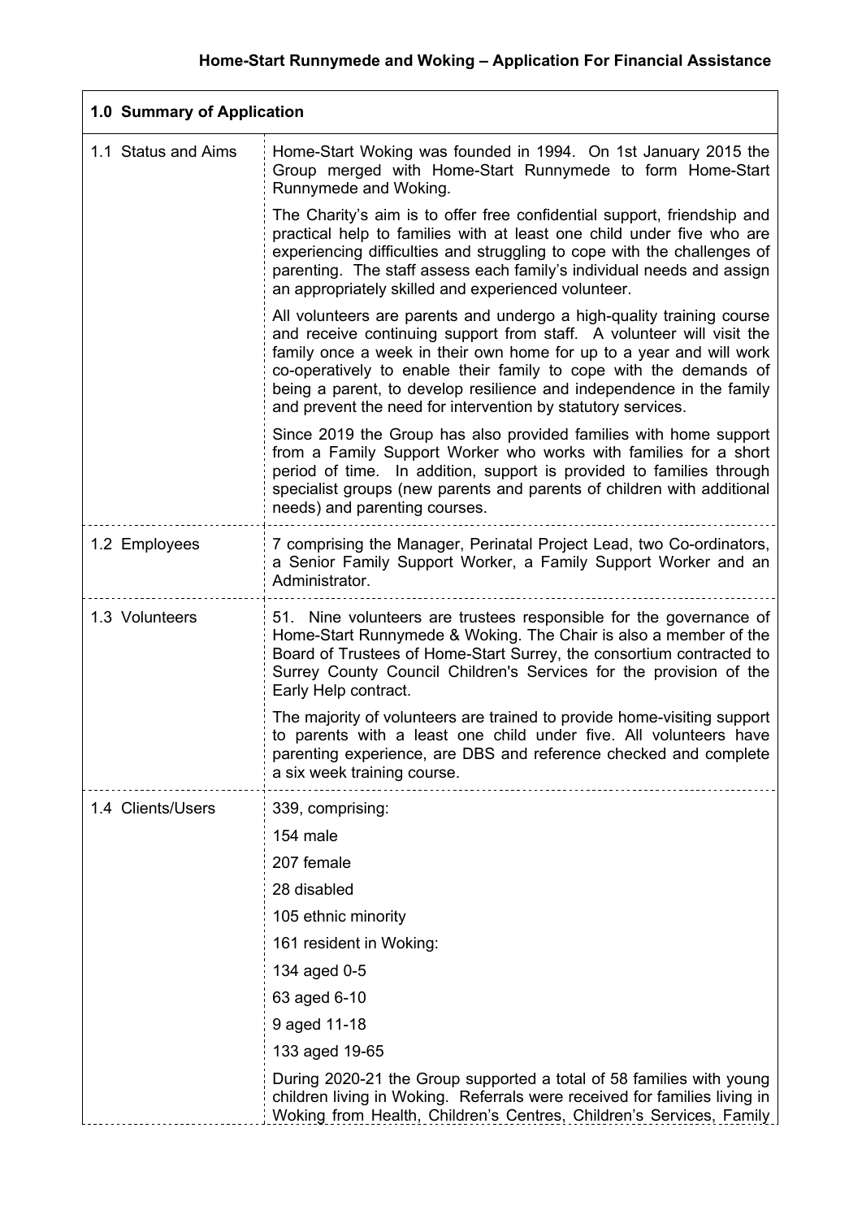**Home-Start Runnymede and Woking – Application For Financial Assistance**

| 1.0 Summary of Application | |
|---|---|
| 1.1 Status and Aims | Home-Start Woking was founded in 1994. On 1st January 2015 the Group merged with Home-Start Runnymede to form Home-Start Runnymede and Woking.<br><br>The Charity's aim is to offer free confidential support, friendship and practical help to families with at least one child under five who are experiencing difficulties and struggling to cope with the challenges of parenting. The staff assess each family's individual needs and assign an appropriately skilled and experienced volunteer.<br><br>All volunteers are parents and undergo a high-quality training course and receive continuing support from staff. A volunteer will visit the family once a week in their own home for up to a year and will work co-operatively to enable their family to cope with the demands of being a parent, to develop resilience and independence in the family and prevent the need for intervention by statutory services.<br><br>Since 2019 the Group has also provided families with home support from a Family Support Worker who works with families for a short period of time. In addition, support is provided to families through specialist groups (new parents and parents of children with additional needs) and parenting courses. |
| 1.2 Employees | 7 comprising the Manager, Perinatal Project Lead, two Co-ordinators, a Senior Family Support Worker, a Family Support Worker and an Administrator. |
| 1.3 Volunteers | 51. Nine volunteers are trustees responsible for the governance of Home-Start Runnymede & Woking. The Chair is also a member of the Board of Trustees of Home-Start Surrey, the consortium contracted to Surrey County Council Children's Services for the provision of the Early Help contract.<br><br>The majority of volunteers are trained to provide home-visiting support to parents with a least one child under five. All volunteers have parenting experience, are DBS and reference checked and complete a six week training course. |
| 1.4 Clients/Users | 339, comprising:<br><br>154 male<br><br>207 female<br><br>28 disabled<br><br>105 ethnic minority<br><br>161 resident in Woking:<br><br>134 aged 0-5<br><br>63 aged 6-10<br><br>9 aged 11-18<br><br>133 aged 19-65<br><br>During 2020-21 the Group supported a total of 58 families with young children living in Woking. Referrals were received for families living in Woking from Health, Children's Centres, Children's Services, Family |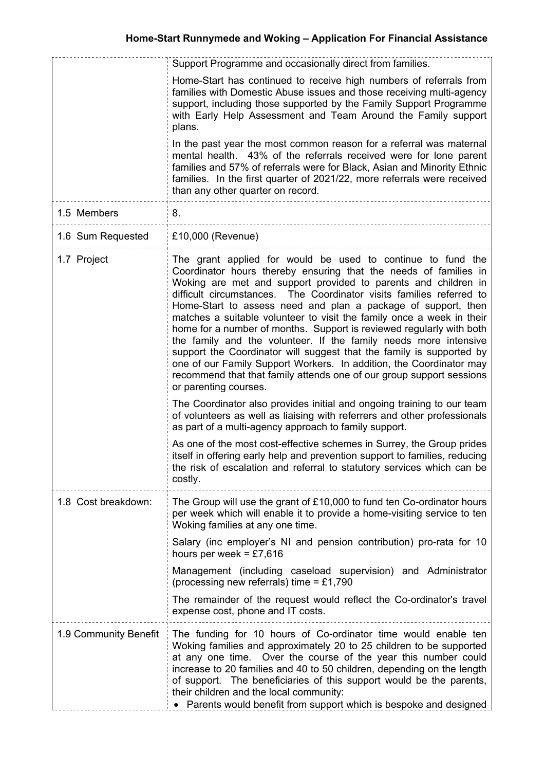| | |
|---|---|
| | Support Programme and occasionally direct from families.<br><br>Home-Start has continued to receive high numbers of referrals from families with Domestic Abuse issues and those receiving multi-agency support, including those supported by the Family Support Programme with Early Help Assessment and Team Around the Family support plans.<br><br>In the past year the most common reason for a referral was maternal mental health. 43% of the referrals received were for lone parent families and 57% of referrals were for Black, Asian and Minority Ethnic families. In the first quarter of 2021/22, more referrals were received than any other quarter on record. |
| 1.5 Members | 8. |
| 1.6 Sum Requested | £10,000 (Revenue) |
| 1.7 Project | The grant applied for would be used to continue to fund the Coordinator hours thereby ensuring that the needs of families in Woking are met and support provided to parents and children in difficult circumstances. The Coordinator visits families referred to Home-Start to assess need and plan a package of support, then matches a suitable volunteer to visit the family once a week in their home for a number of months. Support is reviewed regularly with both the family and the volunteer. If the family needs more intensive support the Coordinator will suggest that the family is supported by one of our Family Support Workers. In addition, the Coordinator may recommend that that family attends one of our group support sessions or parenting courses.<br><br>The Coordinator also provides initial and ongoing training to our team of volunteers as well as liaising with referrers and other professionals as part of a multi-agency approach to family support.<br><br>As one of the most cost-effective schemes in Surrey, the Group prides itself in offering early help and prevention support to families, reducing the risk of escalation and referral to statutory services which can be costly. |
| 1.8 Cost breakdown: | The Group will use the grant of £10,000 to fund ten Co-ordinator hours per week which will enable it to provide a home-visiting service to ten Woking families at any one time.<br><br>Salary (inc employer's NI and pension contribution) pro-rata for 10 hours per week = £7,616<br><br>Management (including caseload supervision) and Administrator (processing new referrals) time = £1,790<br><br>The remainder of the request would reflect the Co-ordinator's travel expense cost, phone and IT costs. |
| 1.9 Community Benefit | The funding for 10 hours of Co-ordinator time would enable ten Woking families and approximately 20 to 25 children to be supported at any one time. Over the course of the year this number could increase to 20 families and 40 to 50 children, depending on the length of support. The beneficiaries of this support would be the parents, their children and the local community:<br><br>• Parents would benefit from support which is bespoke and designed |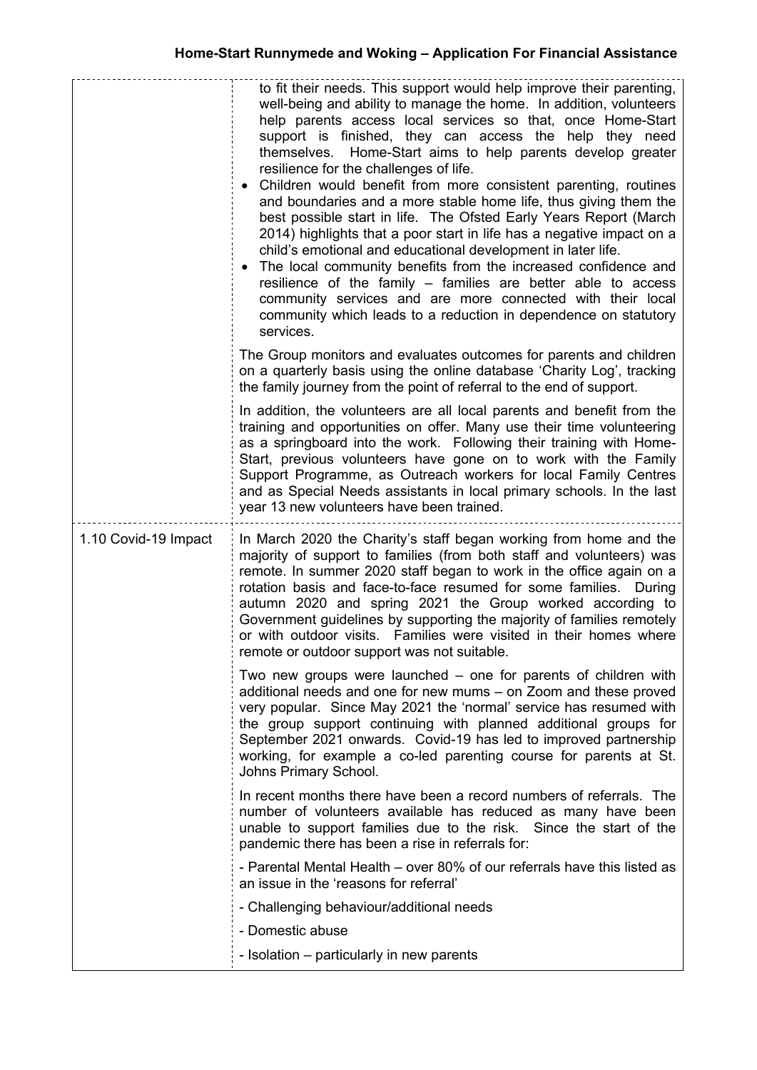| | |
|---|---|
| | to fit their needs. This support would help improve their parenting, well-being and ability to manage the home. In addition, volunteers help parents access local services so that, once Home-Start support is finished, they can access the help they need themselves. Home-Start aims to help parents develop greater resilience for the challenges of life.<br>• Children would benefit from more consistent parenting, routines and boundaries and a more stable home life, thus giving them the best possible start in life. The Ofsted Early Years Report (March 2014) highlights that a poor start in life has a negative impact on a child's emotional and educational development in later life.<br>• The local community benefits from the increased confidence and resilience of the family – families are better able to access community services and are more connected with their local community which leads to a reduction in dependence on statutory services.<br><br>The Group monitors and evaluates outcomes for parents and children on a quarterly basis using the online database 'Charity Log', tracking the family journey from the point of referral to the end of support.<br><br>In addition, the volunteers are all local parents and benefit from the training and opportunities on offer. Many use their time volunteering as a springboard into the work. Following their training with Home-Start, previous volunteers have gone on to work with the Family Support Programme, as Outreach workers for local Family Centres and as Special Needs assistants in local primary schools. In the last year 13 new volunteers have been trained. |
| 1.10 Covid-19 Impact | In March 2020 the Charity's staff began working from home and the majority of support to families (from both staff and volunteers) was remote. In summer 2020 staff began to work in the office again on a rotation basis and face-to-face resumed for some families. During autumn 2020 and spring 2021 the Group worked according to Government guidelines by supporting the majority of families remotely or with outdoor visits. Families were visited in their homes where remote or outdoor support was not suitable.<br><br>Two new groups were launched – one for parents of children with additional needs and one for new mums – on Zoom and these proved very popular. Since May 2021 the 'normal' service has resumed with the group support continuing with planned additional groups for September 2021 onwards. Covid-19 has led to improved partnership working, for example a co-led parenting course for parents at St. Johns Primary School.<br><br>In recent months there have been a record numbers of referrals. The number of volunteers available has reduced as many have been unable to support families due to the risk. Since the start of the pandemic there has been a rise in referrals for:<br><br>- Parental Mental Health – over 80% of our referrals have this listed as an issue in the 'reasons for referral'<br><br>- Challenging behaviour/additional needs<br><br>- Domestic abuse<br><br>- Isolation – particularly in new parents |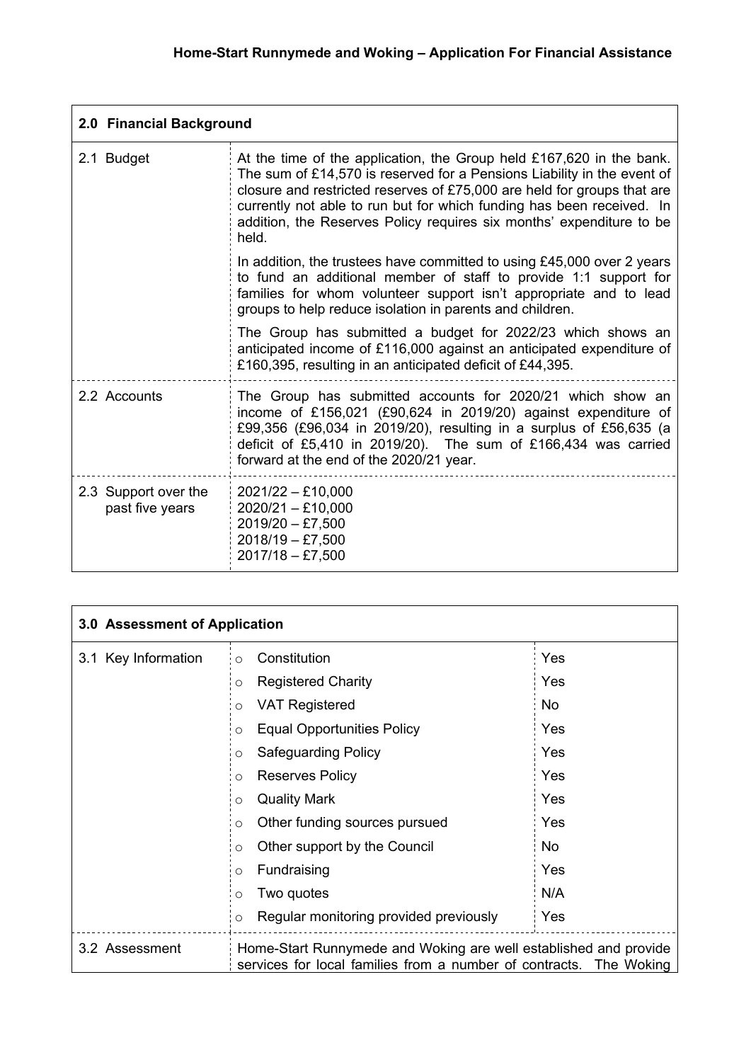| **2.0 Financial Background** | |
|---|---|
| 2.1 Budget | At the time of the application, the Group held £167,620 in the bank. The sum of £14,570 is reserved for a Pensions Liability in the event of closure and restricted reserves of £75,000 are held for groups that are currently not able to run but for which funding has been received. In addition, the Reserves Policy requires six months' expenditure to be held.<br><br>In addition, the trustees have committed to using £45,000 over 2 years to fund an additional member of staff to provide 1:1 support for families for whom volunteer support isn't appropriate and to lead groups to help reduce isolation in parents and children.<br><br>The Group has submitted a budget for 2022/23 which shows an anticipated income of £116,000 against an anticipated expenditure of £160,395, resulting in an anticipated deficit of £44,395. |
| 2.2 Accounts | The Group has submitted accounts for 2020/21 which show an income of £156,021 (£90,624 in 2019/20) against expenditure of £99,356 (£96,034 in 2019/20), resulting in a surplus of £56,635 (a deficit of £5,410 in 2019/20). The sum of £166,434 was carried forward at the end of the 2020/21 year. |
| 2.3 Support over the past five years | 2021/22 – £10,000<br>2020/21 – £10,000<br>2019/20 – £7,500<br>2018/19 – £7,500<br>2017/18 – £7,500 |

| **3.0 Assessment of Application** | | |
|---|---|---|
| 3.1 Key Information | Constitution | Yes |
| | Registered Charity | Yes |
| | VAT Registered | No |
| | Equal Opportunities Policy | Yes |
| | Safeguarding Policy | Yes |
| | Reserves Policy | Yes |
| | Quality Mark | Yes |
| | Other funding sources pursued | Yes |
| | Other support by the Council | No |
| | Fundraising | Yes |
| | Two quotes | N/A |
| | Regular monitoring provided previously | Yes |
| 3.2 Assessment | Home-Start Runnymede and Woking are well established and provide services for local families from a number of contracts. The Woking | |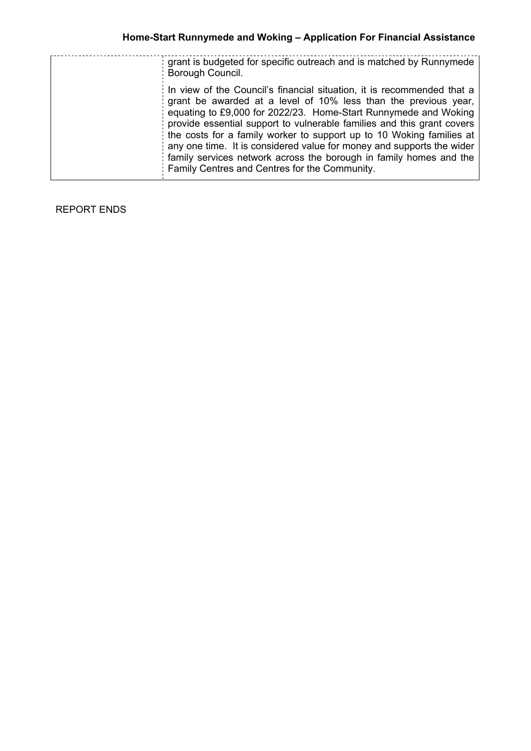| | |
|---|---|
| | grant is budgeted for specific outreach and is matched by Runnymede Borough Council.<br><br>In view of the Council's financial situation, it is recommended that a grant be awarded at a level of 10% less than the previous year, equating to £9,000 for 2022/23. Home-Start Runnymede and Woking provide essential support to vulnerable families and this grant covers the costs for a family worker to support up to 10 Woking families at any one time. It is considered value for money and supports the wider family services network across the borough in family homes and the Family Centres and Centres for the Community. |

REPORT ENDS